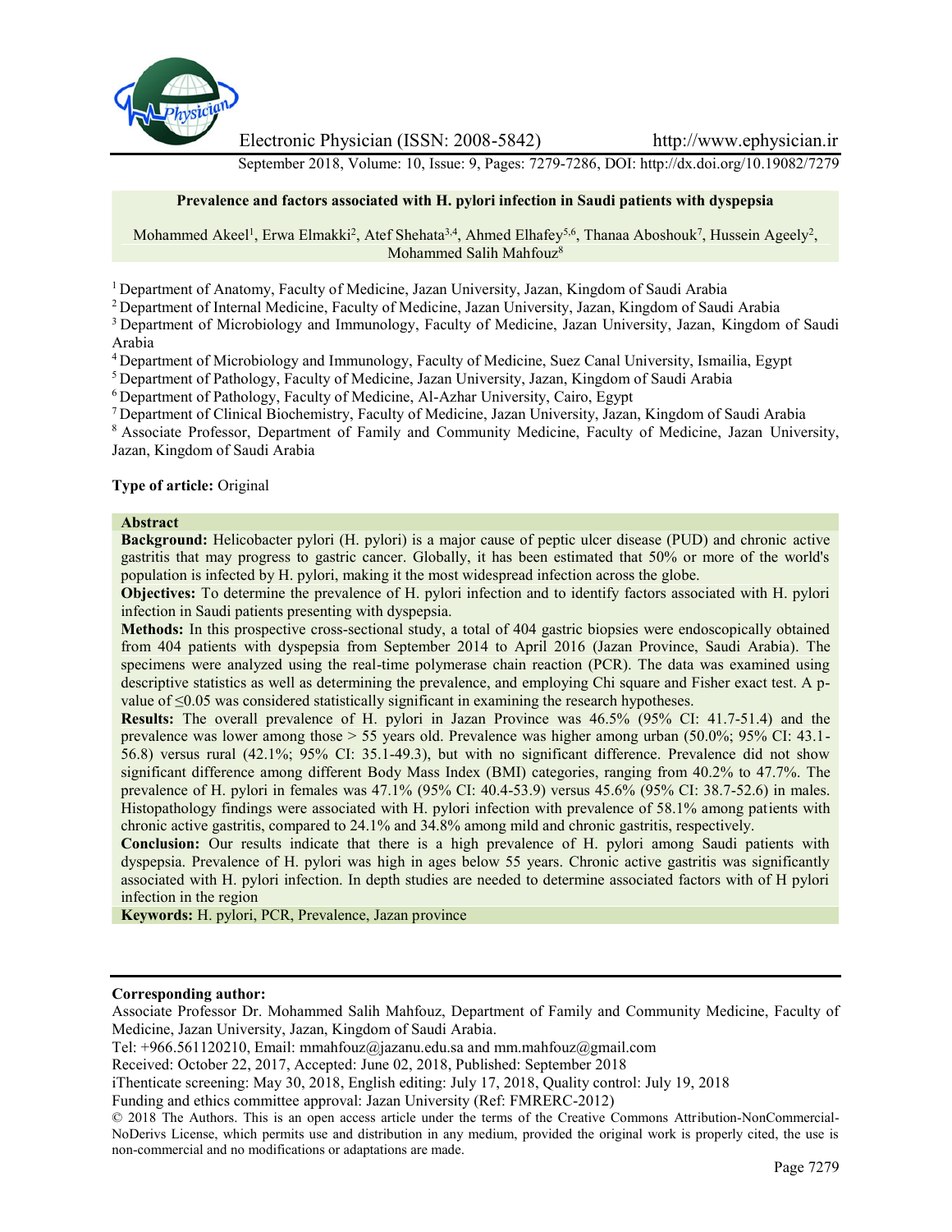# Prevalence and factors associated with H. pylori infection in Saudi patients with dyspepsia

Mohammed Akeel[1], Erwa Elmakki[2], Atef Shehata[3,4], Ahmed Elhafey[5,6], Thanaa Aboshouk[7], Hussein Ageely[2], Mohammed Salih Mahfouz[8]

[1] Department of Anatomy, Faculty of Medicine, Jazan University, Jazan, Kingdom of Saudi Arabia

[2] Department of Internal Medicine, Faculty of Medicine, Jazan University, Jazan, Kingdom of Saudi Arabia

[3] Department of Microbiology and Immunology, Faculty of Medicine, Jazan University, Jazan, Kingdom of Saudi Arabia

[4] Department of Microbiology and Immunology, Faculty of Medicine, Suez Canal University, Ismailia, Egypt

[5] Department of Pathology, Faculty of Medicine, Jazan University, Jazan, Kingdom of Saudi Arabia

[6] Department of Pathology, Faculty of Medicine, Al-Azhar University, Cairo, Egypt

[7] Department of Clinical Biochemistry, Faculty of Medicine, Jazan University, Jazan, Kingdom of Saudi Arabia

[8] Associate Professor, Department of Family and Community Medicine, Faculty of Medicine, Jazan University, Jazan, Kingdom of Saudi Arabia

**Type of article:** Original

## Abstract

**Background:** Helicobacter pylori (H. pylori) is a major cause of peptic ulcer disease (PUD) and chronic active gastritis that may progress to gastric cancer. Globally, it has been estimated that 50% or more of the world's population is infected by H. pylori, making it the most widespread infection across the globe.

**Objectives:** To determine the prevalence of H. pylori infection and to identify factors associated with H. pylori infection in Saudi patients presenting with dyspepsia.

**Methods:** In this prospective cross-sectional study, a total of 404 gastric biopsies were endoscopically obtained from 404 patients with dyspepsia from September 2014 to April 2016 (Jazan Province, Saudi Arabia). The specimens were analyzed using the real-time polymerase chain reaction (PCR). The data was examined using descriptive statistics as well as determining the prevalence, and employing Chi square and Fisher exact test. A p-value of $\leq 0.05$ was considered statistically significant in examining the research hypotheses.

**Results:** The overall prevalence of H. pylori in Jazan Province was 46.5% (95% CI: 41.7-51.4) and the prevalence was lower among those > 55 years old. Prevalence was higher among urban (50.0%; 95% CI: 43.1-56.8) versus rural (42.1%; 95% CI: 35.1-49.3), but with no significant difference. Prevalence did not show significant difference among different Body Mass Index (BMI) categories, ranging from 40.2% to 47.7%. The prevalence of H. pylori in females was 47.1% (95% CI: 40.4-53.9) versus 45.6% (95% CI: 38.7-52.6) in males. Histopathology findings were associated with H. pylori infection with prevalence of 58.1% among patients with chronic active gastritis, compared to 24.1% and 34.8% among mild and chronic gastritis, respectively.

**Conclusion:** Our results indicate that there is a high prevalence of H. pylori among Saudi patients with dyspepsia. Prevalence of H. pylori was high in ages below 55 years. Chronic active gastritis was significantly associated with H. pylori infection. In depth studies are needed to determine associated factors with of H pylori infection in the region

**Keywords:** H. pylori, PCR, Prevalence, Jazan province

---

**Corresponding author:**
Associate Professor Dr. Mohammed Salih Mahfouz, Department of Family and Community Medicine, Faculty of Medicine, Jazan University, Jazan, Kingdom of Saudi Arabia.
Tel: +966.561120210, Email: mmahfouz@jazanu.edu.sa and mm.mahfouz@gmail.com
Received: October 22, 2017, Accepted: June 02, 2018, Published: September 2018
iThenticate screening: May 30, 2018, English editing: July 17, 2018, Quality control: July 19, 2018
Funding and ethics committee approval: Jazan University (Ref: FMRERC-2012)
© 2018 The Authors. This is an open access article under the terms of the Creative Commons Attribution-NonCommercial-NoDerivs License, which permits use and distribution in any medium, provided the original work is properly cited, the use is non-commercial and no modifications or adaptations are made.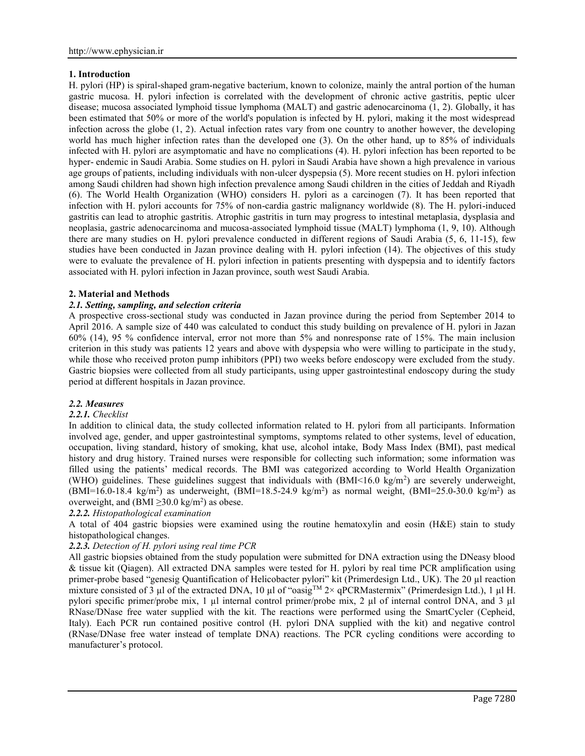## 1. Introduction

H. pylori (HP) is spiral-shaped gram-negative bacterium, known to colonize, mainly the antral portion of the human gastric mucosa. H. pylori infection is correlated with the development of chronic active gastritis, peptic ulcer disease; mucosa associated lymphoid tissue lymphoma (MALT) and gastric adenocarcinoma (1, 2). Globally, it has been estimated that 50% or more of the world's population is infected by H. pylori, making it the most widespread infection across the globe (1, 2). Actual infection rates vary from one country to another however, the developing world has much higher infection rates than the developed one (3). On the other hand, up to 85% of individuals infected with H. pylori are asymptomatic and have no complications (4). H. pylori infection has been reported to be hyper- endemic in Saudi Arabia. Some studies on H. pylori in Saudi Arabia have shown a high prevalence in various age groups of patients, including individuals with non-ulcer dyspepsia (5). More recent studies on H. pylori infection among Saudi children had shown high infection prevalence among Saudi children in the cities of Jeddah and Riyadh (6). The World Health Organization (WHO) considers H. pylori as a carcinogen (7). It has been reported that infection with H. pylori accounts for 75% of non-cardia gastric malignancy worldwide (8). The H. pylori-induced gastritis can lead to atrophic gastritis. Atrophic gastritis in turn may progress to intestinal metaplasia, dysplasia and neoplasia, gastric adenocarcinoma and mucosa-associated lymphoid tissue (MALT) lymphoma (1, 9, 10). Although there are many studies on H. pylori prevalence conducted in different regions of Saudi Arabia (5, 6, 11-15), few studies have been conducted in Jazan province dealing with H. pylori infection (14). The objectives of this study were to evaluate the prevalence of H. pylori infection in patients presenting with dyspepsia and to identify factors associated with H. pylori infection in Jazan province, south west Saudi Arabia.

## 2. Material and Methods

### *2.1. Setting, sampling, and selection criteria*

A prospective cross-sectional study was conducted in Jazan province during the period from September 2014 to April 2016. A sample size of 440 was calculated to conduct this study building on prevalence of H. pylori in Jazan 60% (14), 95 % confidence interval, error not more than 5% and nonresponse rate of 15%. The main inclusion criterion in this study was patients 12 years and above with dyspepsia who were willing to participate in the study, while those who received proton pump inhibitors (PPI) two weeks before endoscopy were excluded from the study. Gastric biopsies were collected from all study participants, using upper gastrointestinal endoscopy during the study period at different hospitals in Jazan province.

### *2.2. Measures*

#### *2.2.1. Checklist*

In addition to clinical data, the study collected information related to H. pylori from all participants. Information involved age, gender, and upper gastrointestinal symptoms, symptoms related to other systems, level of education, occupation, living standard, history of smoking, khat use, alcohol intake, Body Mass Index (BMI), past medical history and drug history. Trained nurses were responsible for collecting such information; some information was filled using the patients' medical records. The BMI was categorized according to World Health Organization (WHO) guidelines. These guidelines suggest that individuals with (BMI<16.0 kg/m$^2$) are severely underweight, (BMI=16.0-18.4 kg/m$^2$) as underweight, (BMI=18.5-24.9 kg/m$^2$) as normal weight, (BMI=25.0-30.0 kg/m$^2$) as overweight, and (BMI ≥30.0 kg/m$^2$) as obese.

#### *2.2.2. Histopathological examination*

A total of 404 gastric biopsies were examined using the routine hematoxylin and eosin (H&E) stain to study histopathological changes.

#### *2.2.3. Detection of H. pylori using real time PCR*

All gastric biopsies obtained from the study population were submitted for DNA extraction using the DNeasy blood & tissue kit (Qiagen). All extracted DNA samples were tested for H. pylori by real time PCR amplification using primer-probe based "genesig Quantification of Helicobacter pylori" kit (Primerdesign Ltd., UK). The 20 µl reaction mixture consisted of 3 µl of the extracted DNA, 10 µl of "oasig$^{TM}$ 2× qPCRMastermix" (Primerdesign Ltd.), 1 µl H. pylori specific primer/probe mix, 1 µl internal control primer/probe mix, 2 µl of internal control DNA, and 3 µl RNase/DNase free water supplied with the kit. The reactions were performed using the SmartCycler (Cepheid, Italy). Each PCR run contained positive control (H. pylori DNA supplied with the kit) and negative control (RNase/DNase free water instead of template DNA) reactions. The PCR cycling conditions were according to manufacturer's protocol.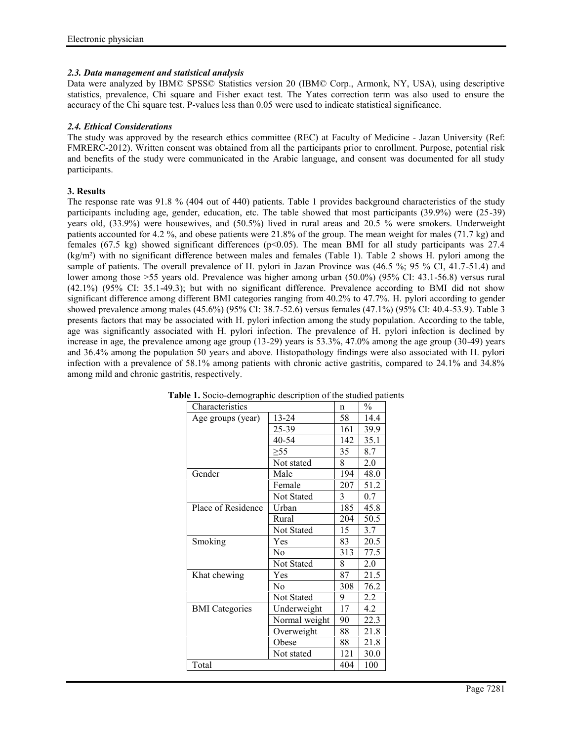### *2.3. Data management and statistical analysis*

Data were analyzed by IBM© SPSS© Statistics version 20 (IBM© Corp., Armonk, NY, USA), using descriptive statistics, prevalence, Chi square and Fisher exact test. The Yates correction term was also used to ensure the accuracy of the Chi square test. P-values less than 0.05 were used to indicate statistical significance.

### *2.4. Ethical Considerations*

The study was approved by the research ethics committee (REC) at Faculty of Medicine - Jazan University (Ref: FMRERC-2012). Written consent was obtained from all the participants prior to enrollment. Purpose, potential risk and benefits of the study were communicated in the Arabic language, and consent was documented for all study participants.

## 3. Results

The response rate was 91.8 % (404 out of 440) patients. Table 1 provides background characteristics of the study participants including age, gender, education, etc. The table showed that most participants (39.9%) were (25-39) years old, (33.9%) were housewives, and (50.5%) lived in rural areas and 20.5 % were smokers. Underweight patients accounted for 4.2 %, and obese patients were 21.8% of the group. The mean weight for males (71.7 kg) and females (67.5 kg) showed significant differences ($p<0.05$). The mean BMI for all study participants was 27.4 (kg/m²) with no significant difference between males and females (Table 1). Table 2 shows H. pylori among the sample of patients. The overall prevalence of H. pylori in Jazan Province was (46.5 %; 95 % CI, 41.7-51.4) and lower among those >55 years old. Prevalence was higher among urban (50.0%) (95% CI: 43.1-56.8) versus rural (42.1%) (95% CI: 35.1-49.3); but with no significant difference. Prevalence according to BMI did not show significant difference among different BMI categories ranging from 40.2% to 47.7%. H. pylori according to gender showed prevalence among males (45.6%) (95% CI: 38.7-52.6) versus females (47.1%) (95% CI: 40.4-53.9). Table 3 presents factors that may be associated with H. pylori infection among the study population. According to the table, age was significantly associated with H. pylori infection. The prevalence of H. pylori infection is declined by increase in age, the prevalence among age group (13-29) years is 53.3%, 47.0% among the age group (30-49) years and 36.4% among the population 50 years and above. Histopathology findings were also associated with H. pylori infection with a prevalence of 58.1% among patients with chronic active gastritis, compared to 24.1% and 34.8% among mild and chronic gastritis, respectively.

**Table 1.** Socio-demographic description of the studied patients

| Characteristics | | n | % |
|---|---|---|---|
| Age groups (year) | 13-24 | 58 | 14.4 |
| | 25-39 | 161 | 39.9 |
| | 40-54 | 142 | 35.1 |
| | ≥55 | 35 | 8.7 |
| | Not stated | 8 | 2.0 |
| Gender | Male | 194 | 48.0 |
| | Female | 207 | 51.2 |
| | Not Stated | 3 | 0.7 |
| Place of Residence | Urban | 185 | 45.8 |
| | Rural | 204 | 50.5 |
| | Not Stated | 15 | 3.7 |
| Smoking | Yes | 83 | 20.5 |
| | No | 313 | 77.5 |
| | Not Stated | 8 | 2.0 |
| Khat chewing | Yes | 87 | 21.5 |
| | No | 308 | 76.2 |
| | Not Stated | 9 | 2.2 |
| BMI Categories | Underweight | 17 | 4.2 |
| | Normal weight | 90 | 22.3 |
| | Overweight | 88 | 21.8 |
| | Obese | 88 | 21.8 |
| | Not stated | 121 | 30.0 |
| Total | | 404 | 100 |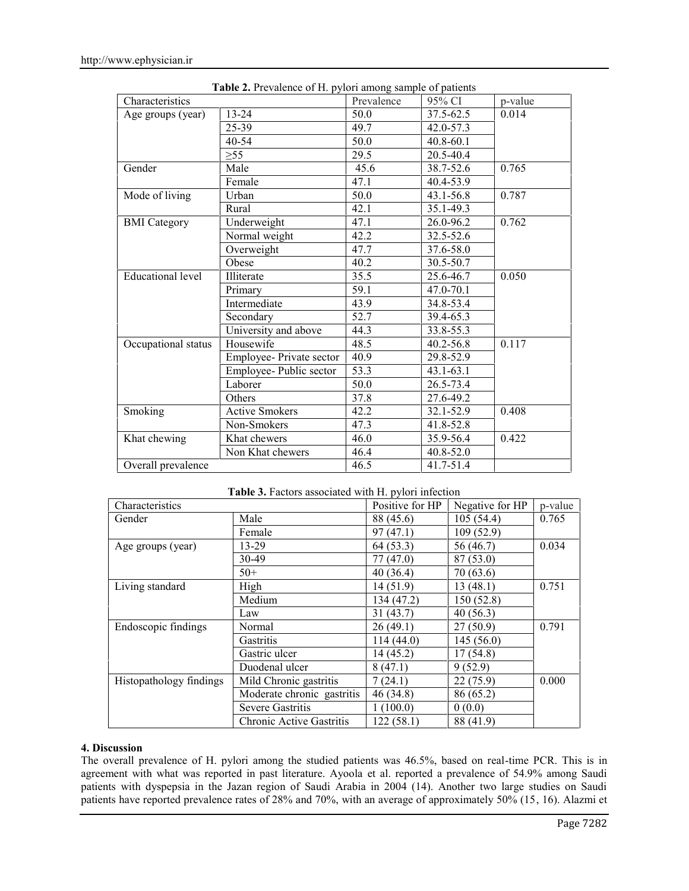**Table 2.** Prevalence of H. pylori among sample of patients

| Characteristics | | Prevalence | 95% CI | p-value |
|---|---|---|---|---|
| Age groups (year) | 13-24 | 50.0 | 37.5-62.5 | 0.014 |
| | 25-39 | 49.7 | 42.0-57.3 | |
| | 40-54 | 50.0 | 40.8-60.1 | |
| | ≥55 | 29.5 | 20.5-40.4 | |
| Gender | Male | 45.6 | 38.7-52.6 | 0.765 |
| | Female | 47.1 | 40.4-53.9 | |
| Mode of living | Urban | 50.0 | 43.1-56.8 | 0.787 |
| | Rural | 42.1 | 35.1-49.3 | |
| BMI Category | Underweight | 47.1 | 26.0-96.2 | 0.762 |
| | Normal weight | 42.2 | 32.5-52.6 | |
| | Overweight | 47.7 | 37.6-58.0 | |
| | Obese | 40.2 | 30.5-50.7 | |
| Educational level | Illiterate | 35.5 | 25.6-46.7 | 0.050 |
| | Primary | 59.1 | 47.0-70.1 | |
| | Intermediate | 43.9 | 34.8-53.4 | |
| | Secondary | 52.7 | 39.4-65.3 | |
| | University and above | 44.3 | 33.8-55.3 | |
| Occupational status | Housewife | 48.5 | 40.2-56.8 | 0.117 |
| | Employee- Private sector | 40.9 | 29.8-52.9 | |
| | Employee- Public sector | 53.3 | 43.1-63.1 | |
| | Laborer | 50.0 | 26.5-73.4 | |
| | Others | 37.8 | 27.6-49.2 | |
| Smoking | Active Smokers | 42.2 | 32.1-52.9 | 0.408 |
| | Non-Smokers | 47.3 | 41.8-52.8 | |
| Khat chewing | Khat chewers | 46.0 | 35.9-56.4 | 0.422 |
| | Non Khat chewers | 46.4 | 40.8-52.0 | |
| Overall prevalence | | 46.5 | 41.7-51.4 | |

**Table 3.** Factors associated with H. pylori infection

| Characteristics | | Positive for HP | Negative for HP | p-value |
|---|---|---|---|---|
| Gender | Male | 88 (45.6) | 105 (54.4) | 0.765 |
| | Female | 97 (47.1) | 109 (52.9) | |
| Age groups (year) | 13-29 | 64 (53.3) | 56 (46.7) | 0.034 |
| | 30-49 | 77 (47.0) | 87 (53.0) | |
| | 50+ | 40 (36.4) | 70 (63.6) | |
| Living standard | High | 14 (51.9) | 13 (48.1) | 0.751 |
| | Medium | 134 (47.2) | 150 (52.8) | |
| | Law | 31 (43.7) | 40 (56.3) | |
| Endoscopic findings | Normal | 26 (49.1) | 27 (50.9) | 0.791 |
| | Gastritis | 114 (44.0) | 145 (56.0) | |
| | Gastric ulcer | 14 (45.2) | 17 (54.8) | |
| | Duodenal ulcer | 8 (47.1) | 9 (52.9) | |
| Histopathology findings | Mild Chronic gastritis | 7 (24.1) | 22 (75.9) | 0.000 |
| | Moderate chronic gastritis | 46 (34.8) | 86 (65.2) | |
| | Severe Gastritis | 1 (100.0) | 0 (0.0) | |
| | Chronic Active Gastritis | 122 (58.1) | 88 (41.9) | |

## 4. Discussion

The overall prevalence of H. pylori among the studied patients was 46.5%, based on real-time PCR. This is in agreement with what was reported in past literature. Ayoola et al. reported a prevalence of 54.9% among Saudi patients with dyspepsia in the Jazan region of Saudi Arabia in 2004 (14). Another two large studies on Saudi patients have reported prevalence rates of 28% and 70%, with an average of approximately 50% (15, 16). Alazmi et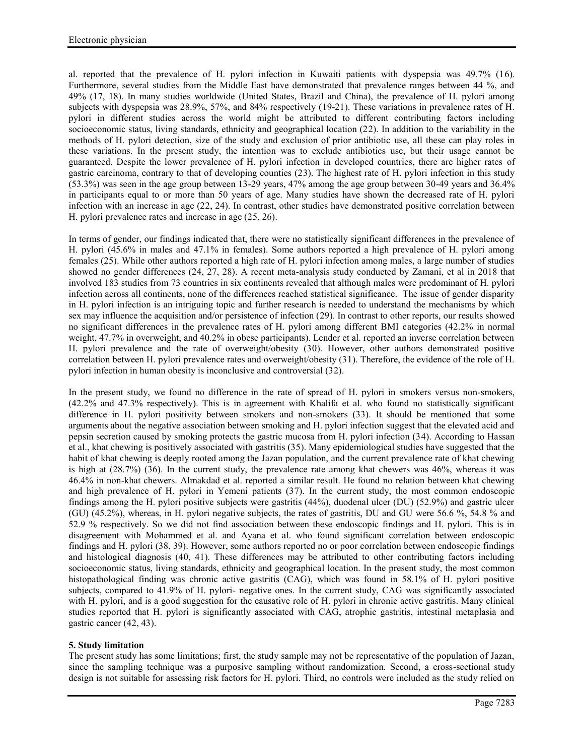al. reported that the prevalence of H. pylori infection in Kuwaiti patients with dyspepsia was 49.7% (16). Furthermore, several studies from the Middle East have demonstrated that prevalence ranges between 44 %, and 49% (17, 18). In many studies worldwide (United States, Brazil and China), the prevalence of H. pylori among subjects with dyspepsia was 28.9%, 57%, and 84% respectively (19-21). These variations in prevalence rates of H. pylori in different studies across the world might be attributed to different contributing factors including socioeconomic status, living standards, ethnicity and geographical location (22). In addition to the variability in the methods of H. pylori detection, size of the study and exclusion of prior antibiotic use, all these can play roles in these variations. In the present study, the intention was to exclude antibiotics use, but their usage cannot be guaranteed. Despite the lower prevalence of H. pylori infection in developed countries, there are higher rates of gastric carcinoma, contrary to that of developing counties (23). The highest rate of H. pylori infection in this study (53.3%) was seen in the age group between 13-29 years, 47% among the age group between 30-49 years and 36.4% in participants equal to or more than 50 years of age. Many studies have shown the decreased rate of H. pylori infection with an increase in age (22, 24). In contrast, other studies have demonstrated positive correlation between H. pylori prevalence rates and increase in age (25, 26).

In terms of gender, our findings indicated that, there were no statistically significant differences in the prevalence of H. pylori (45.6% in males and 47.1% in females). Some authors reported a high prevalence of H. pylori among females (25). While other authors reported a high rate of H. pylori infection among males, a large number of studies showed no gender differences (24, 27, 28). A recent meta-analysis study conducted by Zamani, et al in 2018 that involved 183 studies from 73 countries in six continents revealed that although males were predominant of H. pylori infection across all continents, none of the differences reached statistical significance. The issue of gender disparity in H. pylori infection is an intriguing topic and further research is needed to understand the mechanisms by which sex may influence the acquisition and/or persistence of infection (29). In contrast to other reports, our results showed no significant differences in the prevalence rates of H. pylori among different BMI categories (42.2% in normal weight, 47.7% in overweight, and 40.2% in obese participants). Lender et al. reported an inverse correlation between H. pylori prevalence and the rate of overweight/obesity (30). However, other authors demonstrated positive correlation between H. pylori prevalence rates and overweight/obesity (31). Therefore, the evidence of the role of H. pylori infection in human obesity is inconclusive and controversial (32).

In the present study, we found no difference in the rate of spread of H. pylori in smokers versus non-smokers, (42.2% and 47.3% respectively). This is in agreement with Khalifa et al. who found no statistically significant difference in H. pylori positivity between smokers and non-smokers (33). It should be mentioned that some arguments about the negative association between smoking and H. pylori infection suggest that the elevated acid and pepsin secretion caused by smoking protects the gastric mucosa from H. pylori infection (34). According to Hassan et al., khat chewing is positively associated with gastritis (35). Many epidemiological studies have suggested that the habit of khat chewing is deeply rooted among the Jazan population, and the current prevalence rate of khat chewing is high at (28.7%) (36). In the current study, the prevalence rate among khat chewers was 46%, whereas it was 46.4% in non-khat chewers. Almakdad et al. reported a similar result. He found no relation between khat chewing and high prevalence of H. pylori in Yemeni patients (37). In the current study, the most common endoscopic findings among the H. pylori positive subjects were gastritis (44%), duodenal ulcer (DU) (52.9%) and gastric ulcer (GU) (45.2%), whereas, in H. pylori negative subjects, the rates of gastritis, DU and GU were 56.6 %, 54.8 % and 52.9 % respectively. So we did not find association between these endoscopic findings and H. pylori. This is in disagreement with Mohammed et al. and Ayana et al. who found significant correlation between endoscopic findings and H. pylori (38, 39). However, some authors reported no or poor correlation between endoscopic findings and histological diagnosis (40, 41). These differences may be attributed to other contributing factors including socioeconomic status, living standards, ethnicity and geographical location. In the present study, the most common histopathological finding was chronic active gastritis (CAG), which was found in 58.1% of H. pylori positive subjects, compared to 41.9% of H. pylori- negative ones. In the current study, CAG was significantly associated with H. pylori, and is a good suggestion for the causative role of H. pylori in chronic active gastritis. Many clinical studies reported that H. pylori is significantly associated with CAG, atrophic gastritis, intestinal metaplasia and gastric cancer (42, 43).

## 5. Study limitation

The present study has some limitations; first, the study sample may not be representative of the population of Jazan, since the sampling technique was a purposive sampling without randomization. Second, a cross-sectional study design is not suitable for assessing risk factors for H. pylori. Third, no controls were included as the study relied on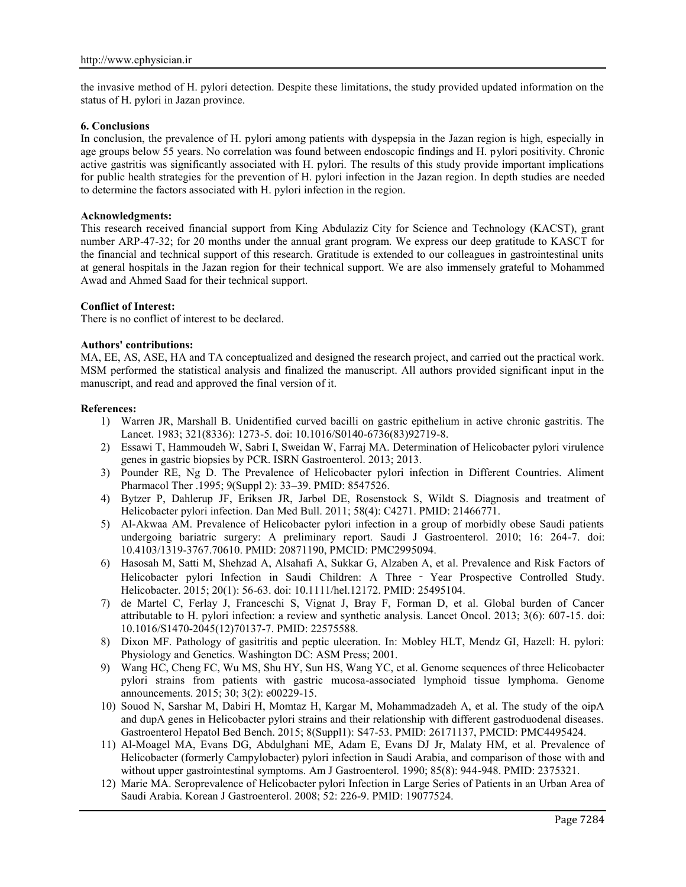the invasive method of H. pylori detection. Despite these limitations, the study provided updated information on the status of H. pylori in Jazan province.

### 6. Conclusions

In conclusion, the prevalence of H. pylori among patients with dyspepsia in the Jazan region is high, especially in age groups below 55 years. No correlation was found between endoscopic findings and H. pylori positivity. Chronic active gastritis was significantly associated with H. pylori. The results of this study provide important implications for public health strategies for the prevention of H. pylori infection in the Jazan region. In depth studies are needed to determine the factors associated with H. pylori infection in the region.

**Acknowledgments:**

This research received financial support from King Abdulaziz City for Science and Technology (KACST), grant number ARP-47-32; for 20 months under the annual grant program. We express our deep gratitude to KASCT for the financial and technical support of this research. Gratitude is extended to our colleagues in gastrointestinal units at general hospitals in the Jazan region for their technical support. We are also immensely grateful to Mohammed Awad and Ahmed Saad for their technical support.

**Conflict of Interest:**

There is no conflict of interest to be declared.

**Authors' contributions:**

MA, EE, AS, ASE, HA and TA conceptualized and designed the research project, and carried out the practical work. MSM performed the statistical analysis and finalized the manuscript. All authors provided significant input in the manuscript, and read and approved the final version of it.

**References:**

1) Warren JR, Marshall B. Unidentified curved bacilli on gastric epithelium in active chronic gastritis. The Lancet. 1983; 321(8336): 1273-5. doi: 10.1016/S0140-6736(83)92719-8.
2) Essawi T, Hammoudeh W, Sabri I, Sweidan W, Farraj MA. Determination of Helicobacter pylori virulence genes in gastric biopsies by PCR. ISRN Gastroenterol. 2013; 2013.
3) Pounder RE, Ng D. The Prevalence of Helicobacter pylori infection in Different Countries. Aliment Pharmacol Ther .1995; 9(Suppl 2): 33–39. PMID: 8547526.
4) Bytzer P, Dahlerup JF, Eriksen JR, Jarbøl DE, Rosenstock S, Wildt S. Diagnosis and treatment of Helicobacter pylori infection. Dan Med Bull. 2011; 58(4): C4271. PMID: 21466771.
5) Al-Akwaa AM. Prevalence of Helicobacter pylori infection in a group of morbidly obese Saudi patients undergoing bariatric surgery: A preliminary report. Saudi J Gastroenterol. 2010; 16: 264-7. doi: 10.4103/1319-3767.70610. PMID: 20871190, PMCID: PMC2995094.
6) Hasosah M, Satti M, Shehzad A, Alsahafi A, Sukkar G, Alzaben A, et al. Prevalence and Risk Factors of Helicobacter pylori Infection in Saudi Children: A Three ‐ Year Prospective Controlled Study. Helicobacter. 2015; 20(1): 56-63. doi: 10.1111/hel.12172. PMID: 25495104.
7) de Martel C, Ferlay J, Franceschi S, Vignat J, Bray F, Forman D, et al. Global burden of Cancer attributable to H. pylori infection: a review and synthetic analysis. Lancet Oncol. 2013; 3(6): 607-15. doi: 10.1016/S1470-2045(12)70137-7. PMID: 22575588.
8) Dixon MF. Pathology of gasitritis and peptic ulceration. In: Mobley HLT, Mendz GI, Hazell: H. pylori: Physiology and Genetics. Washington DC: ASM Press; 2001.
9) Wang HC, Cheng FC, Wu MS, Shu HY, Sun HS, Wang YC, et al. Genome sequences of three Helicobacter pylori strains from patients with gastric mucosa-associated lymphoid tissue lymphoma. Genome announcements. 2015; 30; 3(2): e00229-15.
10) Souod N, Sarshar M, Dabiri H, Momtaz H, Kargar M, Mohammadzadeh A, et al. The study of the oipA and dupA genes in Helicobacter pylori strains and their relationship with different gastroduodenal diseases. Gastroenterol Hepatol Bed Bench. 2015; 8(Suppl1): S47-53. PMID: 26171137, PMCID: PMC4495424.
11) Al-Moagel MA, Evans DG, Abdulghani ME, Adam E, Evans DJ Jr, Malaty HM, et al. Prevalence of Helicobacter (formerly Campylobacter) pylori infection in Saudi Arabia, and comparison of those with and without upper gastrointestinal symptoms. Am J Gastroenterol. 1990; 85(8): 944-948. PMID: 2375321.
12) Marie MA. Seroprevalence of Helicobacter pylori Infection in Large Series of Patients in an Urban Area of Saudi Arabia. Korean J Gastroenterol. 2008; 52: 226-9. PMID: 19077524.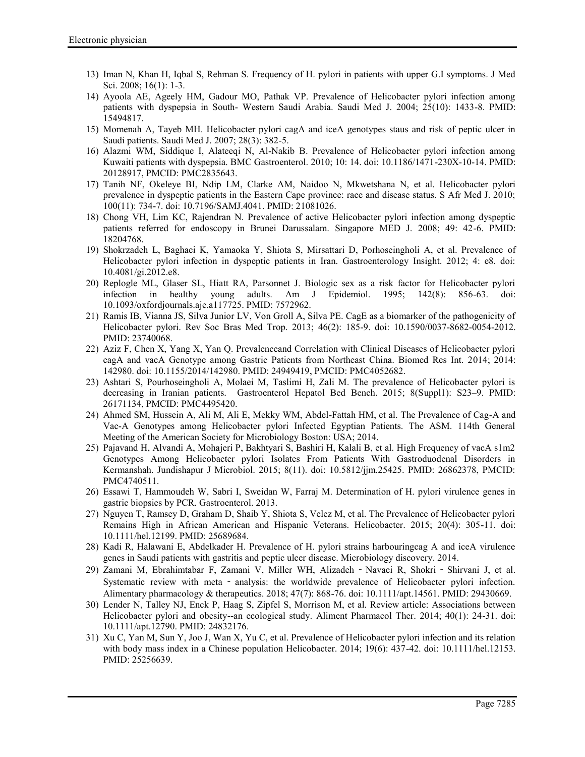13) Iman N, Khan H, Iqbal S, Rehman S. Frequency of H. pylori in patients with upper G.I symptoms. J Med Sci. 2008; 16(1): 1-3.
14) Ayoola AE, Ageely HM, Gadour MO, Pathak VP. Prevalence of Helicobacter pylori infection among patients with dyspepsia in South- Western Saudi Arabia. Saudi Med J. 2004; 25(10): 1433-8. PMID: 15494817.
15) Momenah A, Tayeb MH. Helicobacter pylori cagA and iceA genotypes staus and risk of peptic ulcer in Saudi patients. Saudi Med J. 2007; 28(3): 382-5.
16) Alazmi WM, Siddique I, Alateeqi N, Al-Nakib B. Prevalence of Helicobacter pylori infection among Kuwaiti patients with dyspepsia. BMC Gastroenterol. 2010; 10: 14. doi: 10.1186/1471-230X-10-14. PMID: 20128917, PMCID: PMC2835643.
17) Tanih NF, Okeleye BI, Ndip LM, Clarke AM, Naidoo N, Mkwetshana N, et al. Helicobacter pylori prevalence in dyspeptic patients in the Eastern Cape province: race and disease status. S Afr Med J. 2010; 100(11): 734-7. doi: 10.7196/SAMJ.4041. PMID: 21081026.
18) Chong VH, Lim KC, Rajendran N. Prevalence of active Helicobacter pylori infection among dyspeptic patients referred for endoscopy in Brunei Darussalam. Singapore MED J. 2008; 49: 42-6. PMID: 18204768.
19) Shokrzadeh L, Baghaei K, Yamaoka Y, Shiota S, Mirsattari D, Porhoseingholi A, et al. Prevalence of Helicobacter pylori infection in dyspeptic patients in Iran. Gastroenterology Insight. 2012; 4: e8. doi: 10.4081/gi.2012.e8.
20) Replogle ML, Glaser SL, Hiatt RA, Parsonnet J. Biologic sex as a risk factor for Helicobacter pylori infection in healthy young adults. Am J Epidemiol. 1995; 142(8): 856-63. doi: 10.1093/oxfordjournals.aje.a117725. PMID: 7572962.
21) Ramis IB, Vianna JS, Silva Junior LV, Von Groll A, Silva PE. CagE as a biomarker of the pathogenicity of Helicobacter pylori. Rev Soc Bras Med Trop. 2013; 46(2): 185-9. doi: 10.1590/0037-8682-0054-2012. PMID: 23740068.
22) Aziz F, Chen X, Yang X, Yan Q. Prevalenceand Correlation with Clinical Diseases of Helicobacter pylori cagA and vacA Genotype among Gastric Patients from Northeast China. Biomed Res Int. 2014; 2014: 142980. doi: 10.1155/2014/142980. PMID: 24949419, PMCID: PMC4052682.
23) Ashtari S, Pourhoseingholi A, Molaei M, Taslimi H, Zali M. The prevalence of Helicobacter pylori is decreasing in Iranian patients. Gastroenterol Hepatol Bed Bench. 2015; 8(Suppl1): S23–9. PMID: 26171134, PMCID: PMC4495420.
24) Ahmed SM, Hussein A, Ali M, Ali E, Mekky WM, Abdel-Fattah HM, et al. The Prevalence of Cag-A and Vac-A Genotypes among Helicobacter pylori Infected Egyptian Patients. The ASM. 114th General Meeting of the American Society for Microbiology Boston: USA; 2014.
25) Pajavand H, Alvandi A, Mohajeri P, Bakhtyari S, Bashiri H, Kalali B, et al. High Frequency of vacA s1m2 Genotypes Among Helicobacter pylori Isolates From Patients With Gastroduodenal Disorders in Kermanshah. Jundishapur J Microbiol. 2015; 8(11). doi: 10.5812/jjm.25425. PMID: 26862378, PMCID: PMC4740511.
26) Essawi T, Hammoudeh W, Sabri I, Sweidan W, Farraj M. Determination of H. pylori virulence genes in gastric biopsies by PCR. Gastroenterol. 2013.
27) Nguyen T, Ramsey D, Graham D, Shaib Y, Shiota S, Velez M, et al. The Prevalence of Helicobacter pylori Remains High in African American and Hispanic Veterans. Helicobacter. 2015; 20(4): 305-11. doi: 10.1111/hel.12199. PMID: 25689684.
28) Kadi R, Halawani E, Abdelkader H. Prevalence of H. pylori strains harbouringcag A and iceA virulence genes in Saudi patients with gastritis and peptic ulcer disease. Microbiology discovery. 2014.
29) Zamani M, Ebrahimtabar F, Zamani V, Miller WH, Alizadeh - Navaei R, Shokri - Shirvani J, et al. Systematic review with meta - analysis: the worldwide prevalence of Helicobacter pylori infection. Alimentary pharmacology & therapeutics. 2018; 47(7): 868-76. doi: 10.1111/apt.14561. PMID: 29430669.
30) Lender N, Talley NJ, Enck P, Haag S, Zipfel S, Morrison M, et al. Review article: Associations between Helicobacter pylori and obesity--an ecological study. Aliment Pharmacol Ther. 2014; 40(1): 24-31. doi: 10.1111/apt.12790. PMID: 24832176.
31) Xu C, Yan M, Sun Y, Joo J, Wan X, Yu C, et al. Prevalence of Helicobacter pylori infection and its relation with body mass index in a Chinese population Helicobacter. 2014; 19(6): 437-42. doi: 10.1111/hel.12153. PMID: 25256639.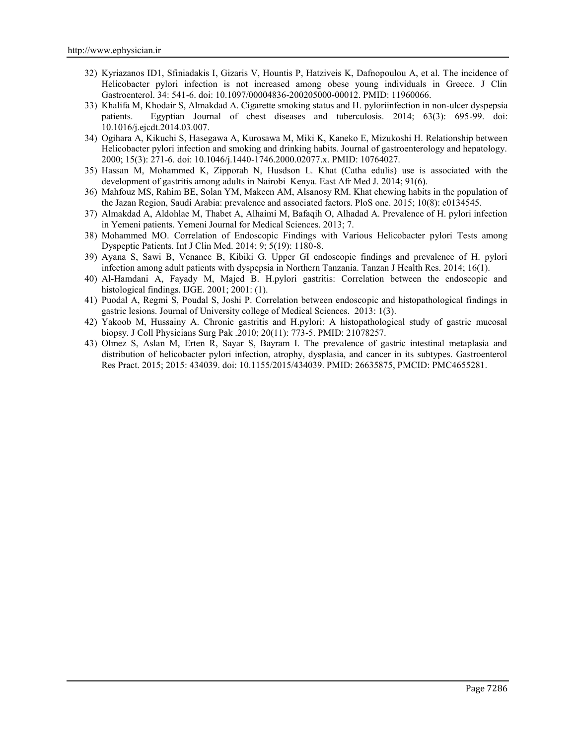32) Kyriazanos ID1, Sfiniadakis I, Gizaris V, Hountis P, Hatziveis K, Dafnopoulou A, et al. The incidence of Helicobacter pylori infection is not increased among obese young individuals in Greece. J Clin Gastroenterol. 34: 541-6. doi: 10.1097/00004836-200205000-00012. PMID: 11960066.
33) Khalifa M, Khodair S, Almakdad A. Cigarette smoking status and H. pyloriinfection in non-ulcer dyspepsia patients. Egyptian Journal of chest diseases and tuberculosis. 2014; 63(3): 695-99. doi: 10.1016/j.ejcdt.2014.03.007.
34) Ogihara A, Kikuchi S, Hasegawa A, Kurosawa M, Miki K, Kaneko E, Mizukoshi H. Relationship between Helicobacter pylori infection and smoking and drinking habits. Journal of gastroenterology and hepatology. 2000; 15(3): 271-6. doi: 10.1046/j.1440-1746.2000.02077.x. PMID: 10764027.
35) Hassan M, Mohammed K, Zipporah N, Husdson L. Khat (Catha edulis) use is associated with the development of gastritis among adults in Nairobi Kenya. East Afr Med J. 2014; 91(6).
36) Mahfouz MS, Rahim BE, Solan YM, Makeen AM, Alsanosy RM. Khat chewing habits in the population of the Jazan Region, Saudi Arabia: prevalence and associated factors. PloS one. 2015; 10(8): e0134545.
37) Almakdad A, Aldohlae M, Thabet A, Alhaimi M, Bafaqih O, Alhadad A. Prevalence of H. pylori infection in Yemeni patients. Yemeni Journal for Medical Sciences. 2013; 7.
38) Mohammed MO. Correlation of Endoscopic Findings with Various Helicobacter pylori Tests among Dyspeptic Patients. Int J Clin Med. 2014; 9; 5(19): 1180-8.
39) Ayana S, Sawi B, Venance B, Kibiki G. Upper GI endoscopic findings and prevalence of H. pylori infection among adult patients with dyspepsia in Northern Tanzania. Tanzan J Health Res. 2014; 16(1).
40) Al-Hamdani A, Fayady M, Majed B. H.pylori gastritis: Correlation between the endoscopic and histological findings. IJGE. 2001; 2001: (1).
41) Puodal A, Regmi S, Poudal S, Joshi P. Correlation between endoscopic and histopathological findings in gastric lesions. Journal of University college of Medical Sciences. 2013: 1(3).
42) Yakoob M, Hussainy A. Chronic gastritis and H.pylori: A histopathological study of gastric mucosal biopsy. J Coll Physicians Surg Pak .2010; 20(11): 773-5. PMID: 21078257.
43) Olmez S, Aslan M, Erten R, Sayar S, Bayram I. The prevalence of gastric intestinal metaplasia and distribution of helicobacter pylori infection, atrophy, dysplasia, and cancer in its subtypes. Gastroenterol Res Pract. 2015; 2015: 434039. doi: 10.1155/2015/434039. PMID: 26635875, PMCID: PMC4655281.